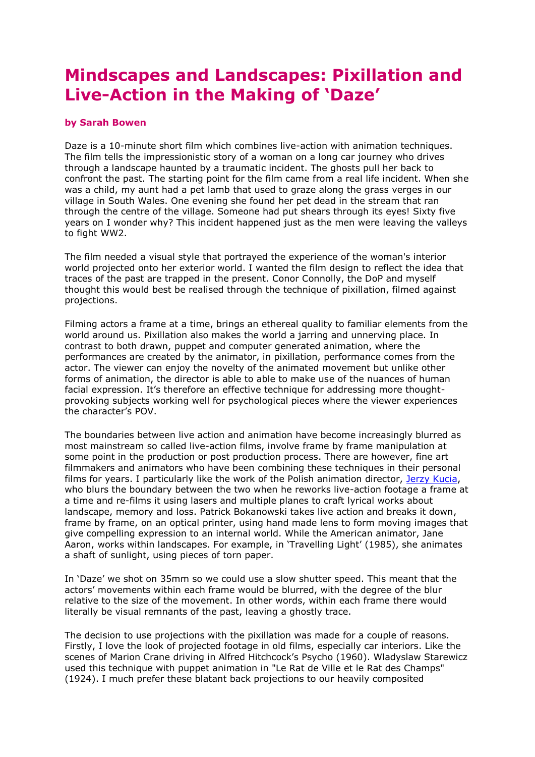# Mindscapes and Landscapes: Pixillation and Live-Action in the Making of 'Daze'

**by Sarah Bowen**

Daze is a 10-minute short film which combines live-action with animation techniques. The film tells the impressionistic story of a woman on a long car journey who drives through a landscape haunted by a traumatic incident. The ghosts pull her back to confront the past. The starting point for the film came from a real life incident. When she was a child, my aunt had a pet lamb that used to graze along the grass verges in our village in South Wales. One evening she found her pet dead in the stream that ran through the centre of the village. Someone had put shears through its eyes! Sixty five years on I wonder why? This incident happened just as the men were leaving the valleys to fight WW2.

The film needed a visual style that portrayed the experience of the woman's interior world projected onto her exterior world. I wanted the film design to reflect the idea that traces of the past are trapped in the present. Conor Connolly, the DoP and myself thought this would best be realised through the technique of pixillation, filmed against projections.

Filming actors a frame at a time, brings an ethereal quality to familiar elements from the world around us. Pixillation also makes the world a jarring and unnerving place. In contrast to both drawn, puppet and computer generated animation, where the performances are created by the animator, in pixillation, performance comes from the actor. The viewer can enjoy the novelty of the animated movement but unlike other forms of animation, the director is able to able to make use of the nuances of human facial expression. It's therefore an effective technique for addressing more thought-provoking subjects working well for psychological pieces where the viewer experiences the character's POV.

The boundaries between live action and animation have become increasingly blurred as most mainstream so called live-action films, involve frame by frame manipulation at some point in the production or post production process. There are however, fine art filmmakers and animators who have been combining these techniques in their personal films for years. I particularly like the work of the Polish animation director, Jerzy Kucia, who blurs the boundary between the two when he reworks live-action footage a frame at a time and re-films it using lasers and multiple planes to craft lyrical works about landscape, memory and loss. Patrick Bokanowski takes live action and breaks it down, frame by frame, on an optical printer, using hand made lens to form moving images that give compelling expression to an internal world. While the American animator, Jane Aaron, works within landscapes. For example, in 'Travelling Light' (1985), she animates a shaft of sunlight, using pieces of torn paper.

In 'Daze' we shot on 35mm so we could use a slow shutter speed. This meant that the actors' movements within each frame would be blurred, with the degree of the blur relative to the size of the movement. In other words, within each frame there would literally be visual remnants of the past, leaving a ghostly trace.

The decision to use projections with the pixillation was made for a couple of reasons. Firstly, I love the look of projected footage in old films, especially car interiors. Like the scenes of Marion Crane driving in Alfred Hitchcock's Psycho (1960). Wladyslaw Starewicz used this technique with puppet animation in "Le Rat de Ville et le Rat des Champs" (1924). I much prefer these blatant back projections to our heavily composited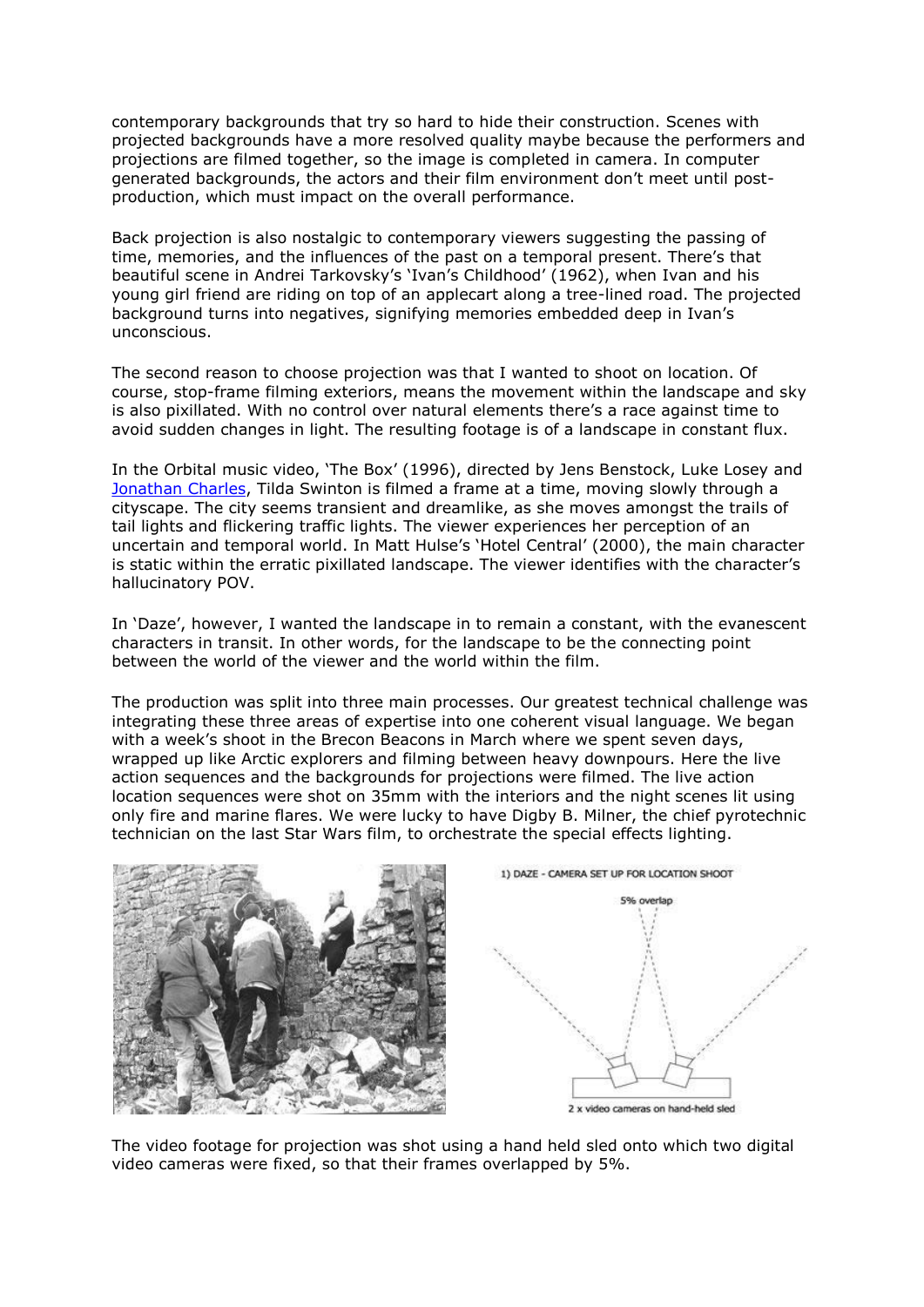contemporary backgrounds that try so hard to hide their construction. Scenes with projected backgrounds have a more resolved quality maybe because the performers and projections are filmed together, so the image is completed in camera. In computer generated backgrounds, the actors and their film environment don't meet until post-production, which must impact on the overall performance.

Back projection is also nostalgic to contemporary viewers suggesting the passing of time, memories, and the influences of the past on a temporal present. There's that beautiful scene in Andrei Tarkovsky's 'Ivan's Childhood' (1962), when Ivan and his young girl friend are riding on top of an applecart along a tree-lined road. The projected background turns into negatives, signifying memories embedded deep in Ivan's unconscious.

The second reason to choose projection was that I wanted to shoot on location. Of course, stop-frame filming exteriors, means the movement within the landscape and sky is also pixillated. With no control over natural elements there's a race against time to avoid sudden changes in light. The resulting footage is of a landscape in constant flux.

In the Orbital music video, 'The Box' (1996), directed by Jens Benstock, Luke Losey and [Jonathan Charles](), Tilda Swinton is filmed a frame at a time, moving slowly through a cityscape. The city seems transient and dreamlike, as she moves amongst the trails of tail lights and flickering traffic lights. The viewer experiences her perception of an uncertain and temporal world. In Matt Hulse's 'Hotel Central' (2000), the main character is static within the erratic pixillated landscape. The viewer identifies with the character's hallucinatory POV.

In 'Daze', however, I wanted the landscape in to remain a constant, with the evanescent characters in transit. In other words, for the landscape to be the connecting point between the world of the viewer and the world within the film.

The production was split into three main processes. Our greatest technical challenge was integrating these three areas of expertise into one coherent visual language. We began with a week's shoot in the Brecon Beacons in March where we spent seven days, wrapped up like Arctic explorers and filming between heavy downpours. Here the live action sequences and the backgrounds for projections were filmed. The live action location sequences were shot on 35mm with the interiors and the night scenes lit using only fire and marine flares. We were lucky to have Digby B. Milner, the chief pyrotechnic technician on the last Star Wars film, to orchestrate the special effects lighting.

1) DAZE - CAMERA SET UP FOR LOCATION SHOOT

5% overlap

2 x video cameras on hand-held sled

The video footage for projection was shot using a hand held sled onto which two digital video cameras were fixed, so that their frames overlapped by 5%.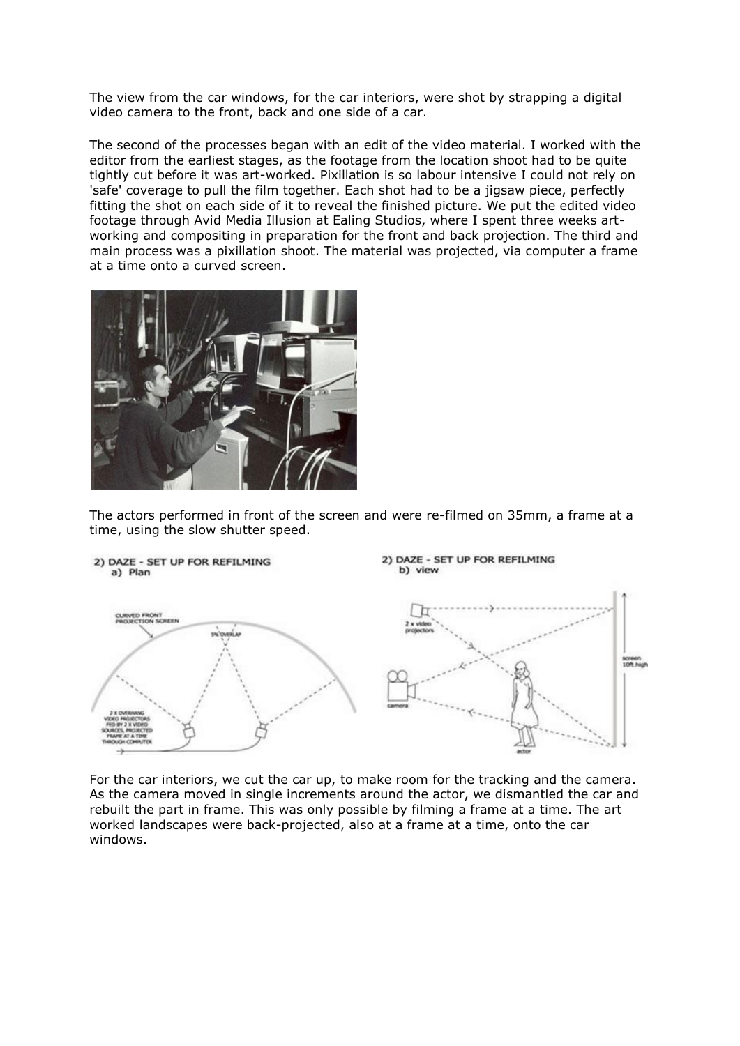The view from the car windows, for the car interiors, were shot by strapping a digital video camera to the front, back and one side of a car.

The second of the processes began with an edit of the video material. I worked with the editor from the earliest stages, as the footage from the location shoot had to be quite tightly cut before it was art-worked. Pixillation is so labour intensive I could not rely on 'safe' coverage to pull the film together. Each shot had to be a jigsaw piece, perfectly fitting the shot on each side of it to reveal the finished picture. We put the edited video footage through Avid Media Illusion at Ealing Studios, where I spent three weeks art-working and compositing in preparation for the front and back projection. The third and main process was a pixillation shoot. The material was projected, via computer a frame at a time onto a curved screen.

The actors performed in front of the screen and were re-filmed on 35mm, a frame at a time, using the slow shutter speed.

2) DAZE - SET UP FOR REFILMING
a) Plan

2) DAZE - SET UP FOR REFILMING
b) view

For the car interiors, we cut the car up, to make room for the tracking and the camera. As the camera moved in single increments around the actor, we dismantled the car and rebuilt the part in frame. This was only possible by filming a frame at a time. The art worked landscapes were back-projected, also at a frame at a time, onto the car windows.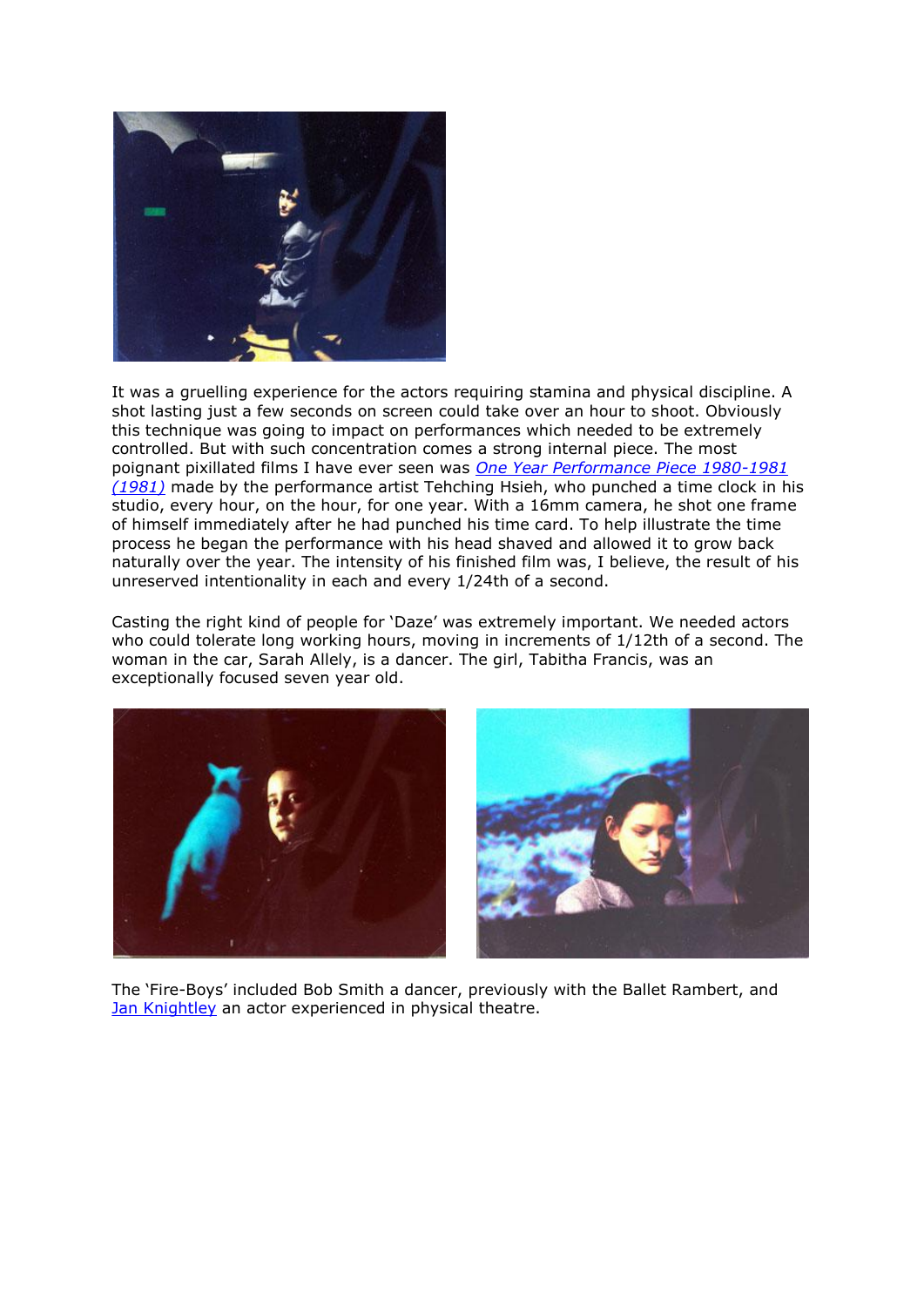It was a gruelling experience for the actors requiring stamina and physical discipline. A shot lasting just a few seconds on screen could take over an hour to shoot. Obviously this technique was going to impact on performances which needed to be extremely controlled. But with such concentration comes a strong internal piece. The most poignant pixillated films I have ever seen was *One Year Performance Piece 1980-1981 (1981)* made by the performance artist Tehching Hsieh, who punched a time clock in his studio, every hour, on the hour, for one year. With a 16mm camera, he shot one frame of himself immediately after he had punched his time card. To help illustrate the time process he began the performance with his head shaved and allowed it to grow back naturally over the year. The intensity of his finished film was, I believe, the result of his unreserved intentionality in each and every 1/24th of a second.

Casting the right kind of people for 'Daze' was extremely important. We needed actors who could tolerate long working hours, moving in increments of 1/12th of a second. The woman in the car, Sarah Allely, is a dancer. The girl, Tabitha Francis, was an exceptionally focused seven year old.

The 'Fire-Boys' included Bob Smith a dancer, previously with the Ballet Rambert, and Jan Knightley an actor experienced in physical theatre.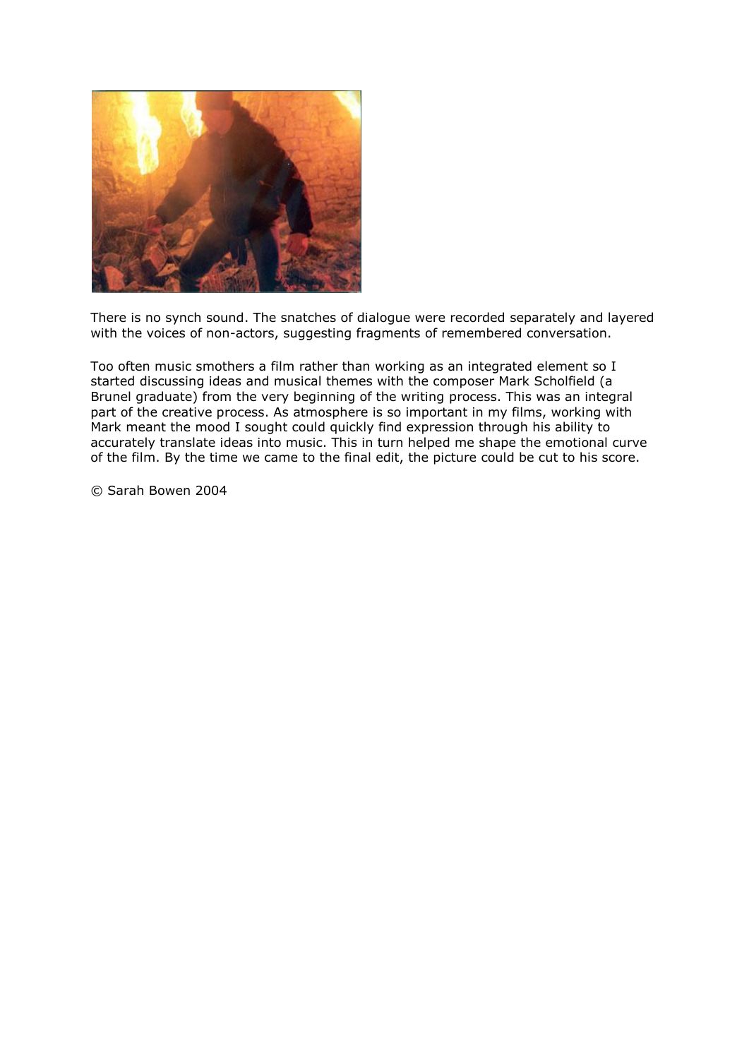There is no synch sound. The snatches of dialogue were recorded separately and layered with the voices of non-actors, suggesting fragments of remembered conversation.

Too often music smothers a film rather than working as an integrated element so I started discussing ideas and musical themes with the composer Mark Scholfield (a Brunel graduate) from the very beginning of the writing process. This was an integral part of the creative process. As atmosphere is so important in my films, working with Mark meant the mood I sought could quickly find expression through his ability to accurately translate ideas into music. This in turn helped me shape the emotional curve of the film. By the time we came to the final edit, the picture could be cut to his score.

© Sarah Bowen 2004